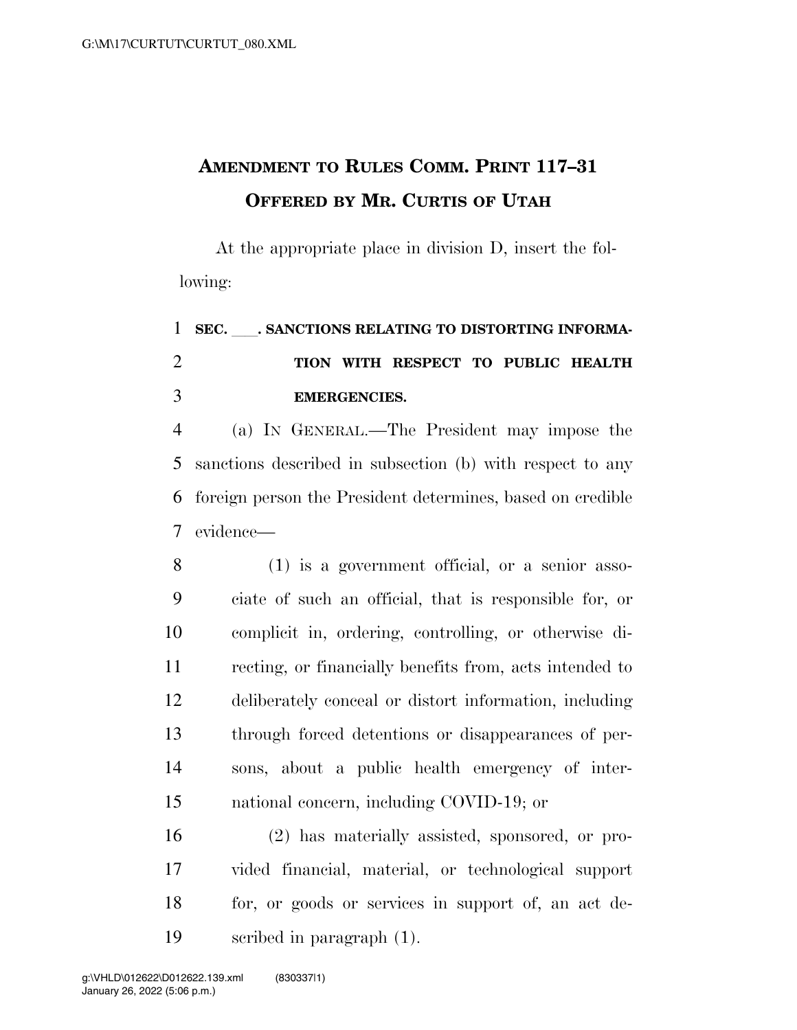# AMENDMENT TO RULES COMM. PRINT 117–31
# OFFERED BY MR. CURTIS OF UTAH

At the appropriate place in division D, insert the following:

**SEC. \_\_\_. SANCTIONS RELATING TO DISTORTING INFORMATION WITH RESPECT TO PUBLIC HEALTH EMERGENCIES.**

(a) IN GENERAL.—The President may impose the sanctions described in subsection (b) with respect to any foreign person the President determines, based on credible evidence—

(1) is a government official, or a senior associate of such an official, that is responsible for, or complicit in, ordering, controlling, or otherwise directing, or financially benefits from, acts intended to deliberately conceal or distort information, including through forced detentions or disappearances of persons, about a public health emergency of international concern, including COVID-19; or

(2) has materially assisted, sponsored, or provided financial, material, or technological support for, or goods or services in support of, an act described in paragraph (1).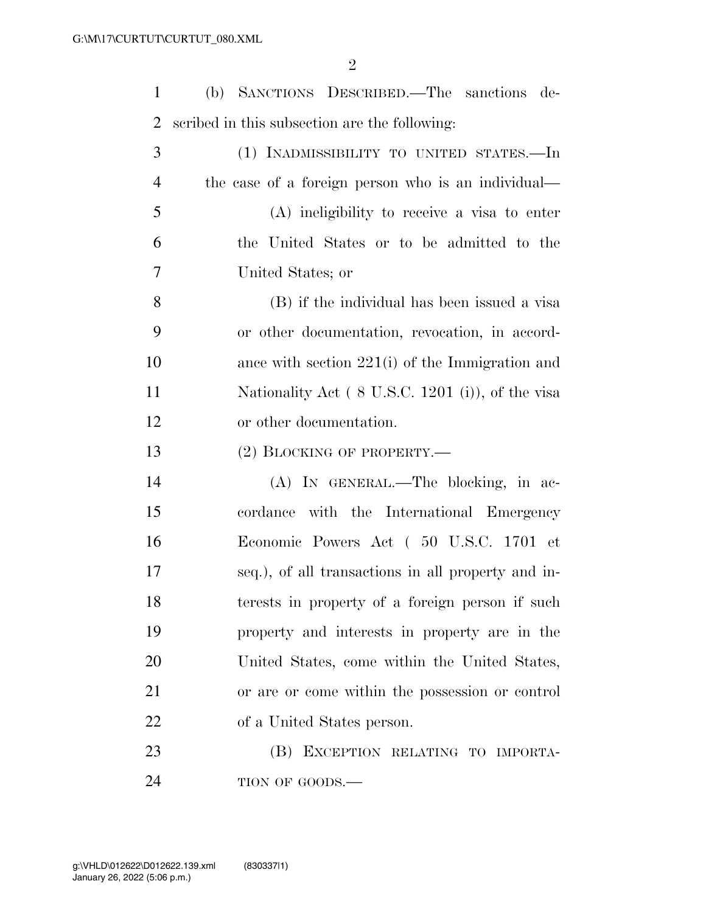(b) SANCTIONS DESCRIBED.—The sanctions described in this subsection are the following:

(1) INADMISSIBILITY TO UNITED STATES.—In the case of a foreign person who is an individual—

(A) ineligibility to receive a visa to enter the United States or to be admitted to the United States; or

(B) if the individual has been issued a visa or other documentation, revocation, in accordance with section 221(i) of the Immigration and Nationality Act ( 8 U.S.C. 1201 (i)), of the visa or other documentation.

(2) BLOCKING OF PROPERTY.—

(A) IN GENERAL.—The blocking, in accordance with the International Emergency Economic Powers Act ( 50 U.S.C. 1701 et seq.), of all transactions in all property and interests in property of a foreign person if such property and interests in property are in the United States, come within the United States, or are or come within the possession or control of a United States person.

(B) EXCEPTION RELATING TO IMPORTATION OF GOODS.—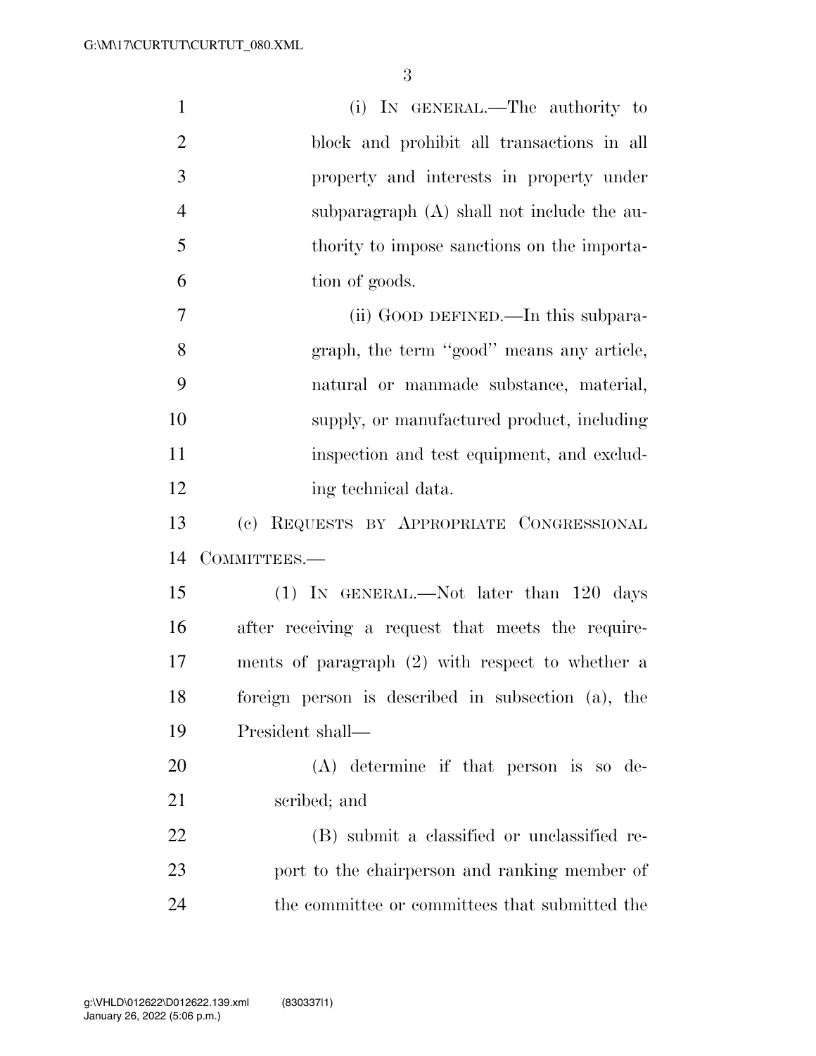(i) IN GENERAL.—The authority to block and prohibit all transactions in all property and interests in property under subparagraph (A) shall not include the authority to impose sanctions on the importation of goods.

(ii) GOOD DEFINED.—In this subparagraph, the term ''good'' means any article, natural or manmade substance, material, supply, or manufactured product, including inspection and test equipment, and excluding technical data.

(c) REQUESTS BY APPROPRIATE CONGRESSIONAL COMMITTEES.—

(1) IN GENERAL.—Not later than 120 days after receiving a request that meets the requirements of paragraph (2) with respect to whether a foreign person is described in subsection (a), the President shall—

(A) determine if that person is so described; and

(B) submit a classified or unclassified report to the chairperson and ranking member of the committee or committees that submitted the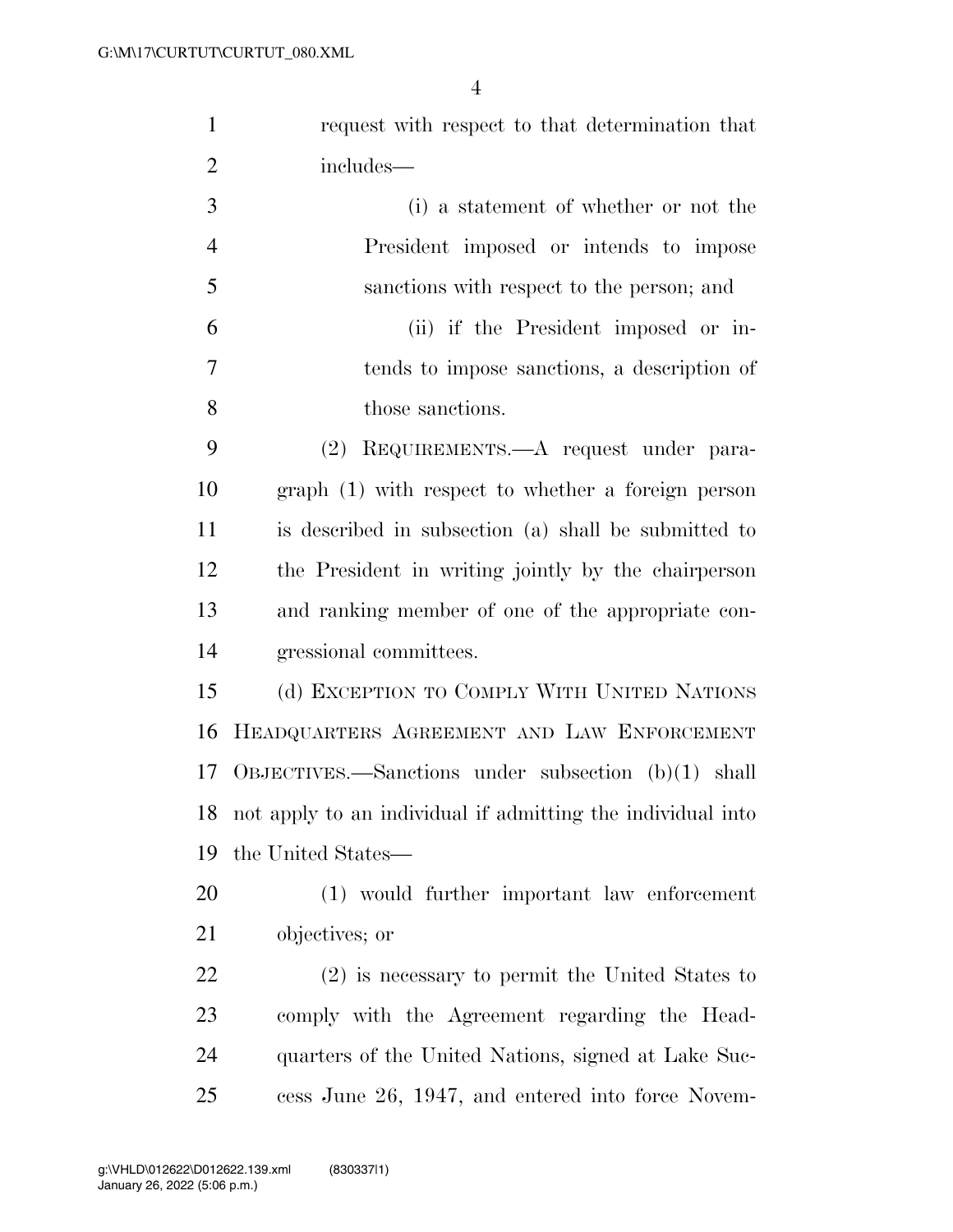request with respect to that determination that includes—

(i) a statement of whether or not the President imposed or intends to impose sanctions with respect to the person; and

(ii) if the President imposed or intends to impose sanctions, a description of those sanctions.

(2) REQUIREMENTS.—A request under paragraph (1) with respect to whether a foreign person is described in subsection (a) shall be submitted to the President in writing jointly by the chairperson and ranking member of one of the appropriate congressional committees.

(d) EXCEPTION TO COMPLY WITH UNITED NATIONS HEADQUARTERS AGREEMENT AND LAW ENFORCEMENT OBJECTIVES.—Sanctions under subsection (b)(1) shall not apply to an individual if admitting the individual into the United States—

(1) would further important law enforcement objectives; or

(2) is necessary to permit the United States to comply with the Agreement regarding the Headquarters of the United Nations, signed at Lake Success June 26, 1947, and entered into force Novem-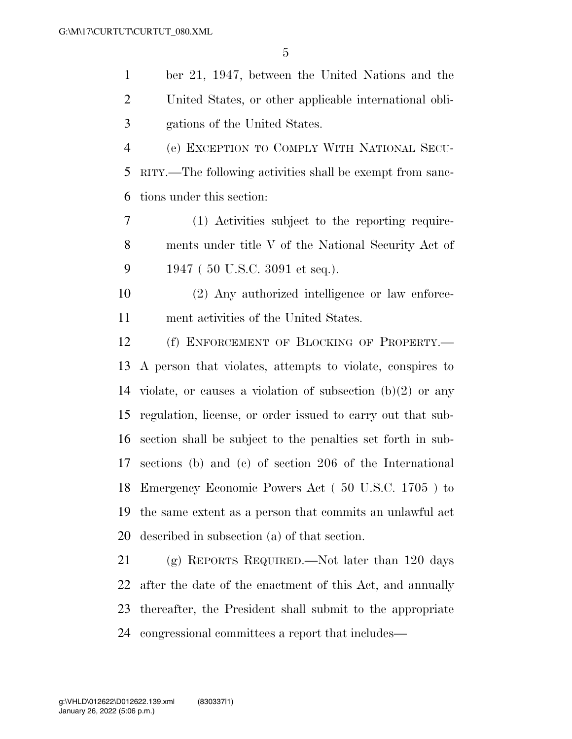ber 21, 1947, between the United Nations and the United States, or other applicable international obligations of the United States.

(e) EXCEPTION TO COMPLY WITH NATIONAL SECURITY.—The following activities shall be exempt from sanctions under this section:

(1) Activities subject to the reporting requirements under title V of the National Security Act of 1947 ( 50 U.S.C. 3091 et seq.).

(2) Any authorized intelligence or law enforcement activities of the United States.

(f) ENFORCEMENT OF BLOCKING OF PROPERTY.—A person that violates, attempts to violate, conspires to violate, or causes a violation of subsection (b)(2) or any regulation, license, or order issued to carry out that subsection shall be subject to the penalties set forth in subsections (b) and (c) of section 206 of the International Emergency Economic Powers Act ( 50 U.S.C. 1705 ) to the same extent as a person that commits an unlawful act described in subsection (a) of that section.

(g) REPORTS REQUIRED.—Not later than 120 days after the date of the enactment of this Act, and annually thereafter, the President shall submit to the appropriate congressional committees a report that includes—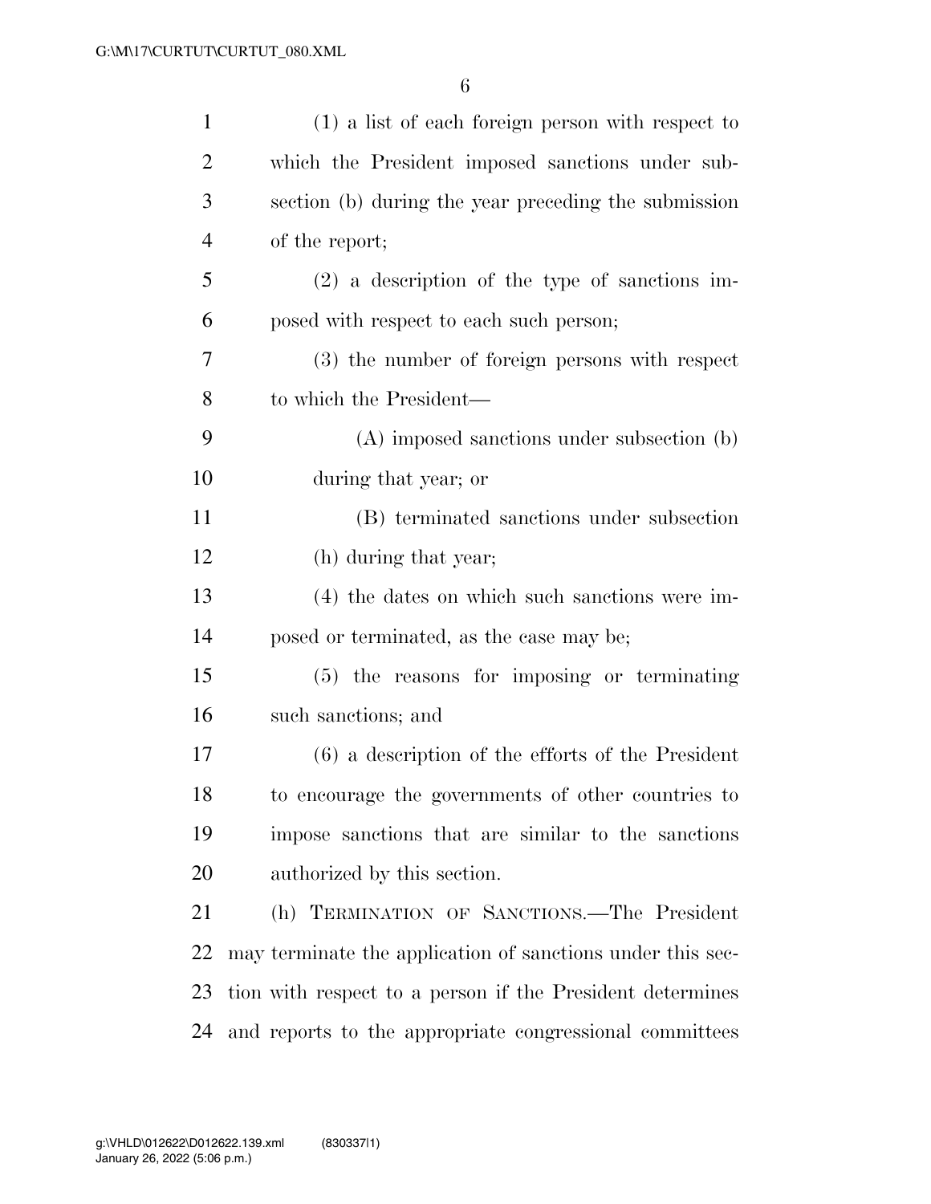(1) a list of each foreign person with respect to which the President imposed sanctions under subsection (b) during the year preceding the submission of the report;

(2) a description of the type of sanctions imposed with respect to each such person;

(3) the number of foreign persons with respect to which the President—

(A) imposed sanctions under subsection (b) during that year; or

(B) terminated sanctions under subsection (h) during that year;

(4) the dates on which such sanctions were imposed or terminated, as the case may be;

(5) the reasons for imposing or terminating such sanctions; and

(6) a description of the efforts of the President to encourage the governments of other countries to impose sanctions that are similar to the sanctions authorized by this section.

(h) TERMINATION OF SANCTIONS.—The President may terminate the application of sanctions under this section with respect to a person if the President determines and reports to the appropriate congressional committees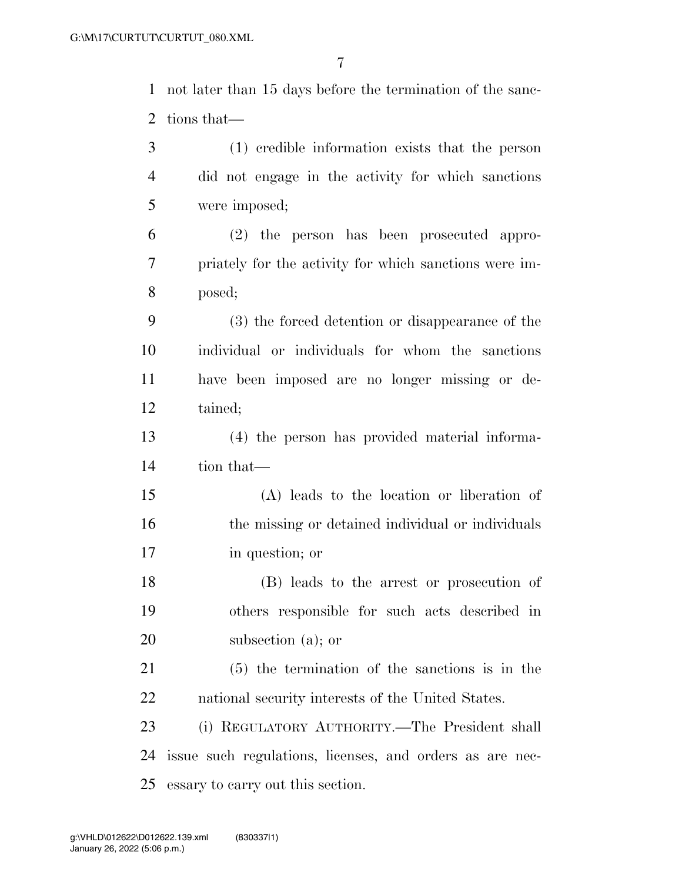not later than 15 days before the termination of the sanctions that—

(1) credible information exists that the person did not engage in the activity for which sanctions were imposed;

(2) the person has been prosecuted appropriately for the activity for which sanctions were imposed;

(3) the forced detention or disappearance of the individual or individuals for whom the sanctions have been imposed are no longer missing or detained;

(4) the person has provided material information that—

(A) leads to the location or liberation of the missing or detained individual or individuals in question; or

(B) leads to the arrest or prosecution of others responsible for such acts described in subsection (a); or

(5) the termination of the sanctions is in the national security interests of the United States.

(i) REGULATORY AUTHORITY.—The President shall issue such regulations, licenses, and orders as are necessary to carry out this section.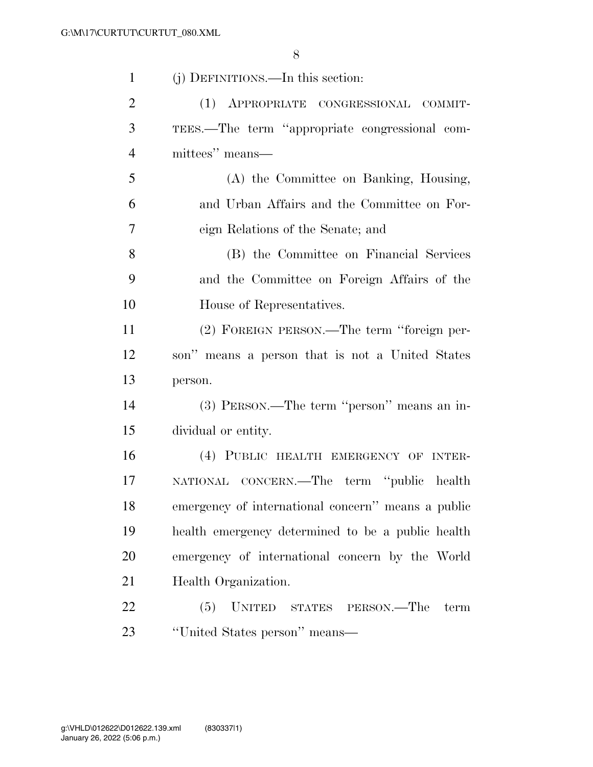(j) DEFINITIONS.—In this section:

(1) APPROPRIATE CONGRESSIONAL COMMITTEES.—The term ''appropriate congressional committees'' means—

(A) the Committee on Banking, Housing, and Urban Affairs and the Committee on Foreign Relations of the Senate; and

(B) the Committee on Financial Services and the Committee on Foreign Affairs of the House of Representatives.

(2) FOREIGN PERSON.—The term ''foreign person'' means a person that is not a United States person.

(3) PERSON.—The term ''person'' means an individual or entity.

(4) PUBLIC HEALTH EMERGENCY OF INTERNATIONAL CONCERN.—The term ''public health emergency of international concern'' means a public health emergency determined to be a public health emergency of international concern by the World Health Organization.

(5) UNITED STATES PERSON.—The term ''United States person'' means—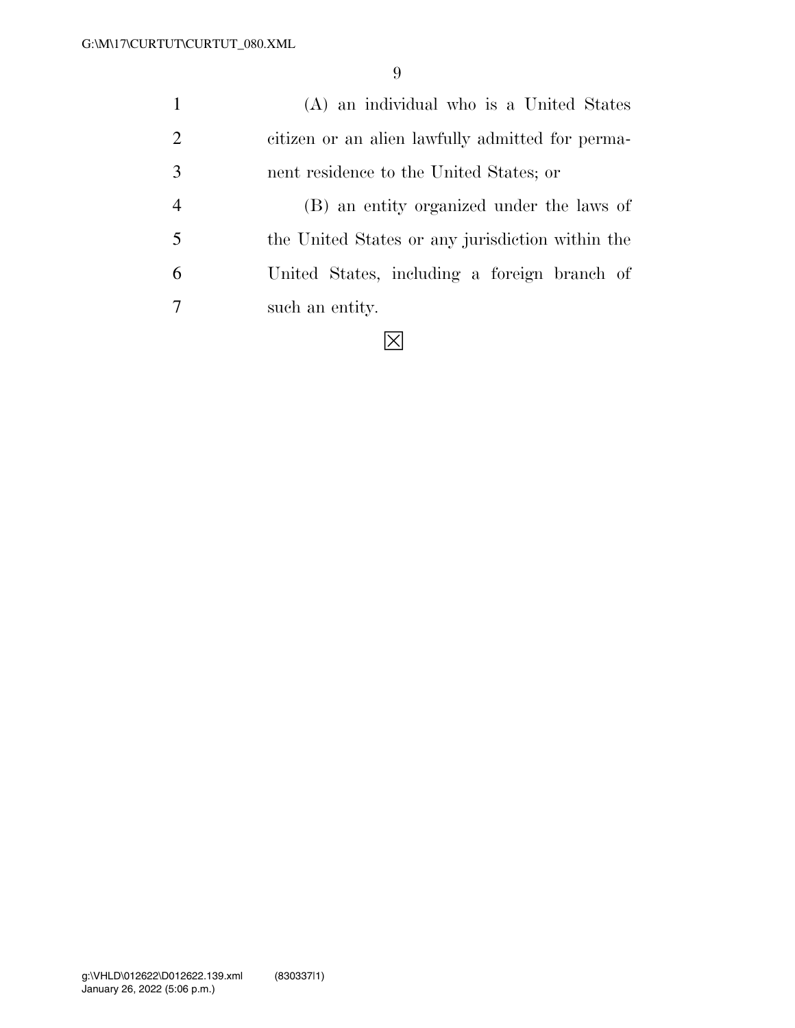(A) an individual who is a United States citizen or an alien lawfully admitted for permanent residence to the United States; or

(B) an entity organized under the laws of the United States or any jurisdiction within the United States, including a foreign branch of such an entity.

⊠